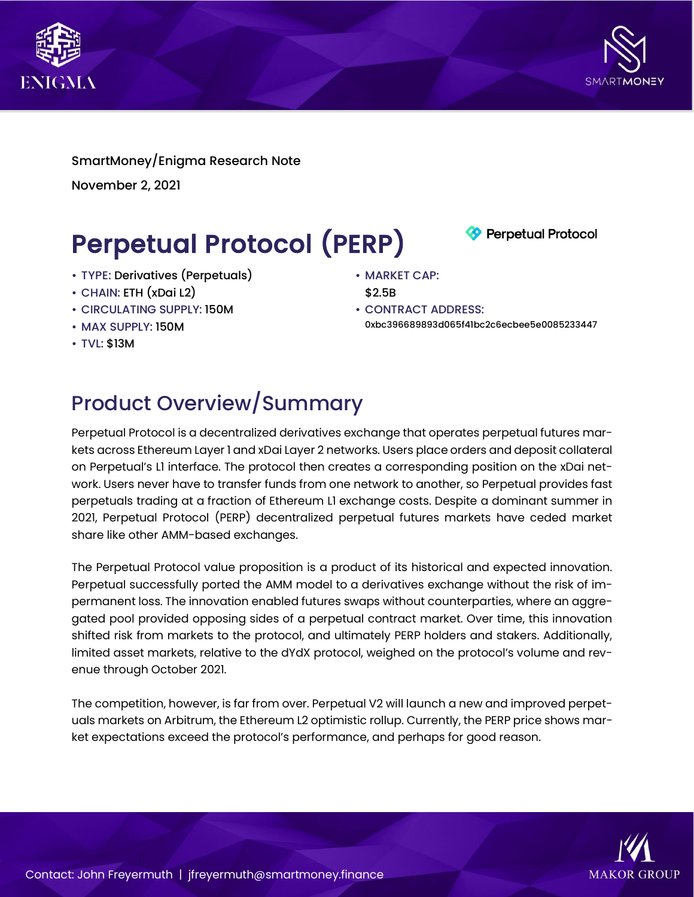SmartMoney/Enigma Research Note

November 2, 2021

# Perpetual Protocol (PERP)

- TYPE: Derivatives (Perpetuals)
- CHAIN: ETH (xDai L2)
- CIRCULATING SUPPLY: 150M
- MAX SUPPLY: 150M
- TVL: $13M
- MARKET CAP: $2.5B
- CONTRACT ADDRESS: 0xbc396689893d065f41bc2c6ecbee5e0085233447

## Product Overview/Summary

Perpetual Protocol is a decentralized derivatives exchange that operates perpetual futures markets across Ethereum Layer 1 and xDai Layer 2 networks. Users place orders and deposit collateral on Perpetual's L1 interface. The protocol then creates a corresponding position on the xDai network. Users never have to transfer funds from one network to another, so Perpetual provides fast perpetuals trading at a fraction of Ethereum L1 exchange costs. Despite a dominant summer in 2021, Perpetual Protocol (PERP) decentralized perpetual futures markets have ceded market share like other AMM-based exchanges.

The Perpetual Protocol value proposition is a product of its historical and expected innovation. Perpetual successfully ported the AMM model to a derivatives exchange without the risk of impermanent loss. The innovation enabled futures swaps without counterparties, where an aggregated pool provided opposing sides of a perpetual contract market. Over time, this innovation shifted risk from markets to the protocol, and ultimately PERP holders and stakers. Additionally, limited asset markets, relative to the dYdX protocol, weighed on the protocol's volume and revenue through October 2021.

The competition, however, is far from over. Perpetual V2 will launch a new and improved perpetuals markets on Arbitrum, the Ethereum L2 optimistic rollup. Currently, the PERP price shows market expectations exceed the protocol's performance, and perhaps for good reason.

Contact: John Freyermuth | jfreyermuth@smartmoney.finance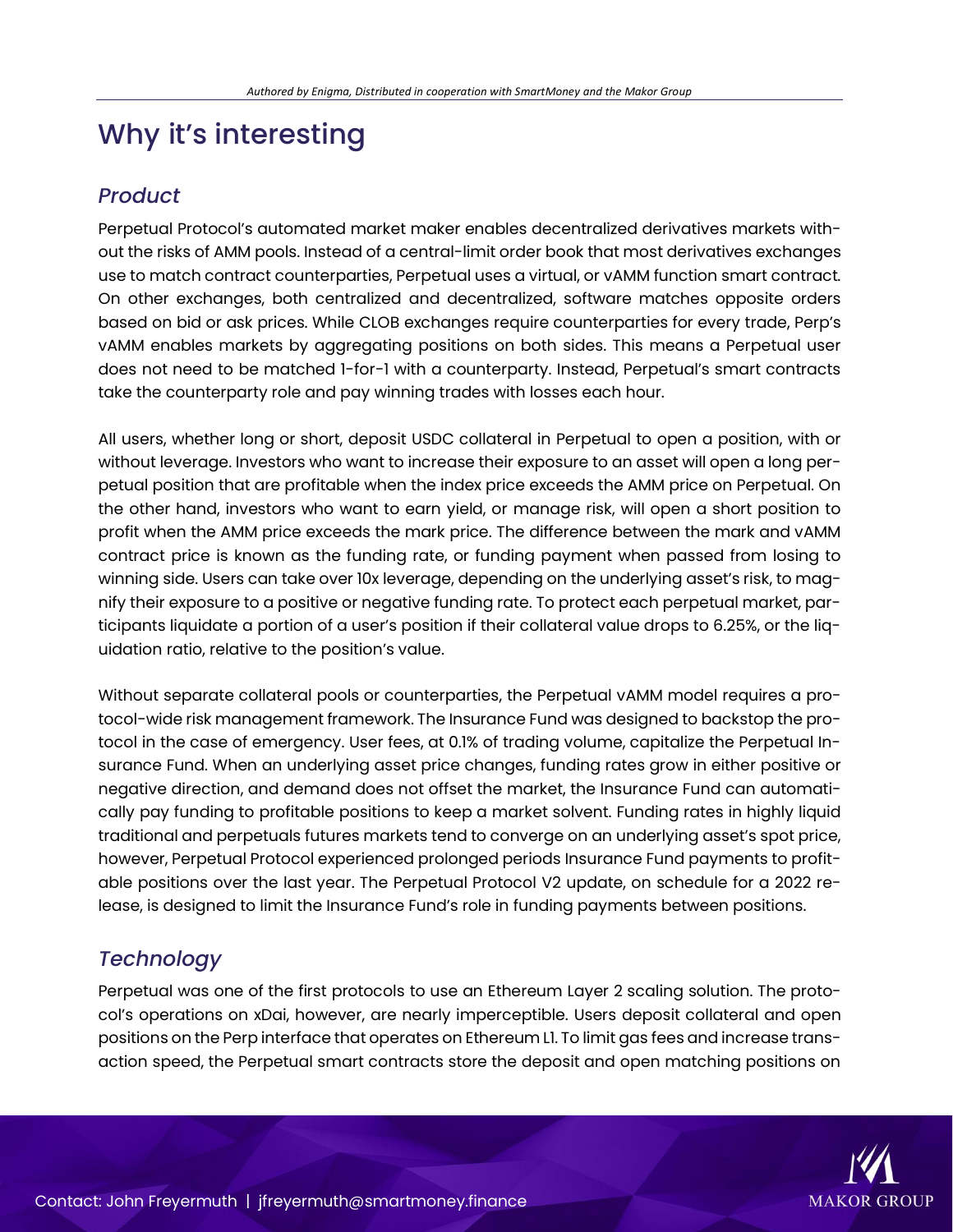# Why it's interesting

## *Product*

Perpetual Protocol's automated market maker enables decentralized derivatives markets without the risks of AMM pools. Instead of a central-limit order book that most derivatives exchanges use to match contract counterparties, Perpetual uses a virtual, or vAMM function smart contract. On other exchanges, both centralized and decentralized, software matches opposite orders based on bid or ask prices. While CLOB exchanges require counterparties for every trade, Perp's vAMM enables markets by aggregating positions on both sides. This means a Perpetual user does not need to be matched 1-for-1 with a counterparty. Instead, Perpetual's smart contracts take the counterparty role and pay winning trades with losses each hour.

All users, whether long or short, deposit USDC collateral in Perpetual to open a position, with or without leverage. Investors who want to increase their exposure to an asset will open a long perpetual position that are profitable when the index price exceeds the AMM price on Perpetual. On the other hand, investors who want to earn yield, or manage risk, will open a short position to profit when the AMM price exceeds the mark price. The difference between the mark and vAMM contract price is known as the funding rate, or funding payment when passed from losing to winning side. Users can take over 10x leverage, depending on the underlying asset's risk, to magnify their exposure to a positive or negative funding rate. To protect each perpetual market, participants liquidate a portion of a user's position if their collateral value drops to 6.25%, or the liquidation ratio, relative to the position's value.

Without separate collateral pools or counterparties, the Perpetual vAMM model requires a protocol-wide risk management framework. The Insurance Fund was designed to backstop the protocol in the case of emergency. User fees, at 0.1% of trading volume, capitalize the Perpetual Insurance Fund. When an underlying asset price changes, funding rates grow in either positive or negative direction, and demand does not offset the market, the Insurance Fund can automatically pay funding to profitable positions to keep a market solvent. Funding rates in highly liquid traditional and perpetuals futures markets tend to converge on an underlying asset's spot price, however, Perpetual Protocol experienced prolonged periods Insurance Fund payments to profitable positions over the last year. The Perpetual Protocol V2 update, on schedule for a 2022 release, is designed to limit the Insurance Fund's role in funding payments between positions.

## *Technology*

Perpetual was one of the first protocols to use an Ethereum Layer 2 scaling solution. The protocol's operations on xDai, however, are nearly imperceptible. Users deposit collateral and open positions on the Perp interface that operates on Ethereum L1. To limit gas fees and increase transaction speed, the Perpetual smart contracts store the deposit and open matching positions on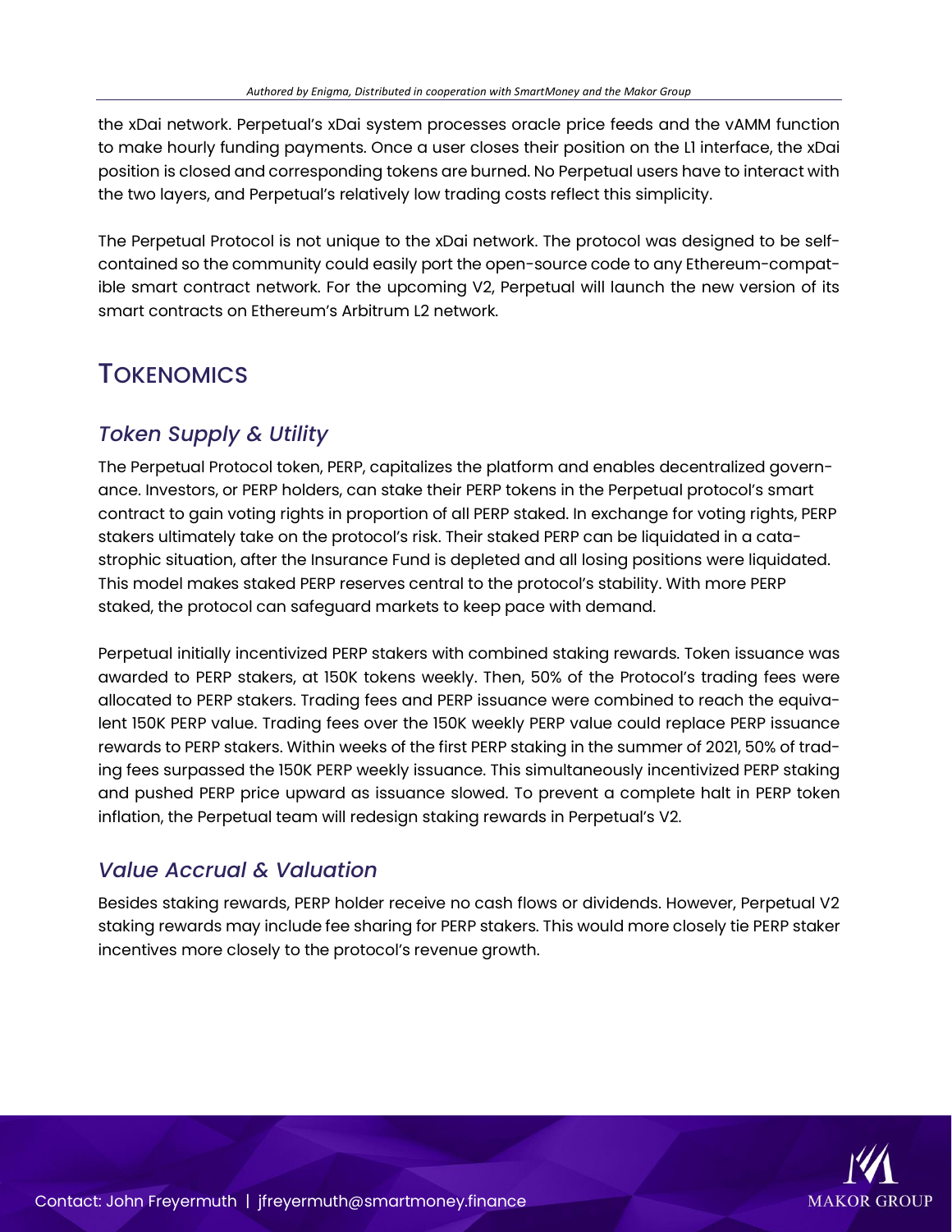the xDai network. Perpetual's xDai system processes oracle price feeds and the vAMM function to make hourly funding payments. Once a user closes their position on the L1 interface, the xDai position is closed and corresponding tokens are burned. No Perpetual users have to interact with the two layers, and Perpetual's relatively low trading costs reflect this simplicity.

The Perpetual Protocol is not unique to the xDai network. The protocol was designed to be self-contained so the community could easily port the open-source code to any Ethereum-compatible smart contract network. For the upcoming V2, Perpetual will launch the new version of its smart contracts on Ethereum's Arbitrum L2 network.

# TOKENOMICS

## *Token Supply & Utility*

The Perpetual Protocol token, PERP, capitalizes the platform and enables decentralized governance. Investors, or PERP holders, can stake their PERP tokens in the Perpetual protocol's smart contract to gain voting rights in proportion of all PERP staked. In exchange for voting rights, PERP stakers ultimately take on the protocol's risk. Their staked PERP can be liquidated in a catastrophic situation, after the Insurance Fund is depleted and all losing positions were liquidated. This model makes staked PERP reserves central to the protocol's stability. With more PERP staked, the protocol can safeguard markets to keep pace with demand.

Perpetual initially incentivized PERP stakers with combined staking rewards. Token issuance was awarded to PERP stakers, at 150K tokens weekly. Then, 50% of the Protocol's trading fees were allocated to PERP stakers. Trading fees and PERP issuance were combined to reach the equivalent 150K PERP value. Trading fees over the 150K weekly PERP value could replace PERP issuance rewards to PERP stakers. Within weeks of the first PERP staking in the summer of 2021, 50% of trading fees surpassed the 150K PERP weekly issuance. This simultaneously incentivized PERP staking and pushed PERP price upward as issuance slowed. To prevent a complete halt in PERP token inflation, the Perpetual team will redesign staking rewards in Perpetual's V2.

## *Value Accrual & Valuation*

Besides staking rewards, PERP holder receive no cash flows or dividends. However, Perpetual V2 staking rewards may include fee sharing for PERP stakers. This would more closely tie PERP staker incentives more closely to the protocol's revenue growth.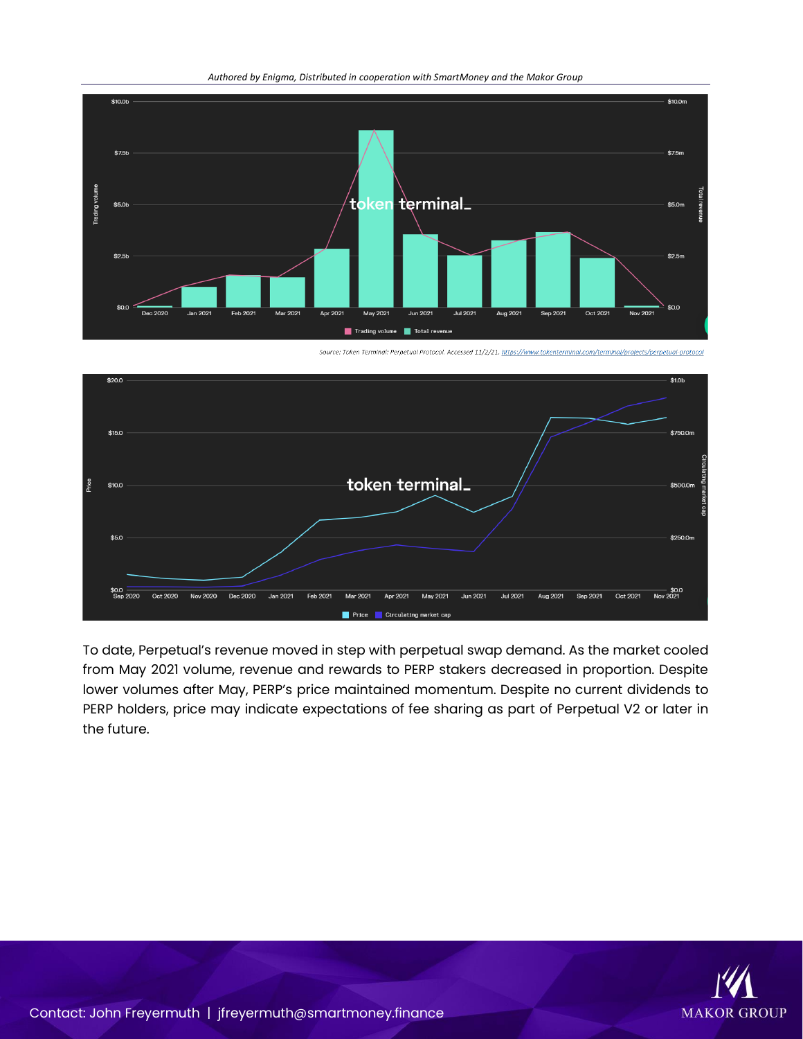Source: Token Terminal: Perpetual Protocol. Accessed 11/2/21. https://www.tokenterminal.com/terminal/projects/perpetual-protocol

To date, Perpetual's revenue moved in step with perpetual swap demand. As the market cooled from May 2021 volume, revenue and rewards to PERP stakers decreased in proportion. Despite lower volumes after May, PERP's price maintained momentum. Despite no current dividends to PERP holders, price may indicate expectations of fee sharing as part of Perpetual V2 or later in the future.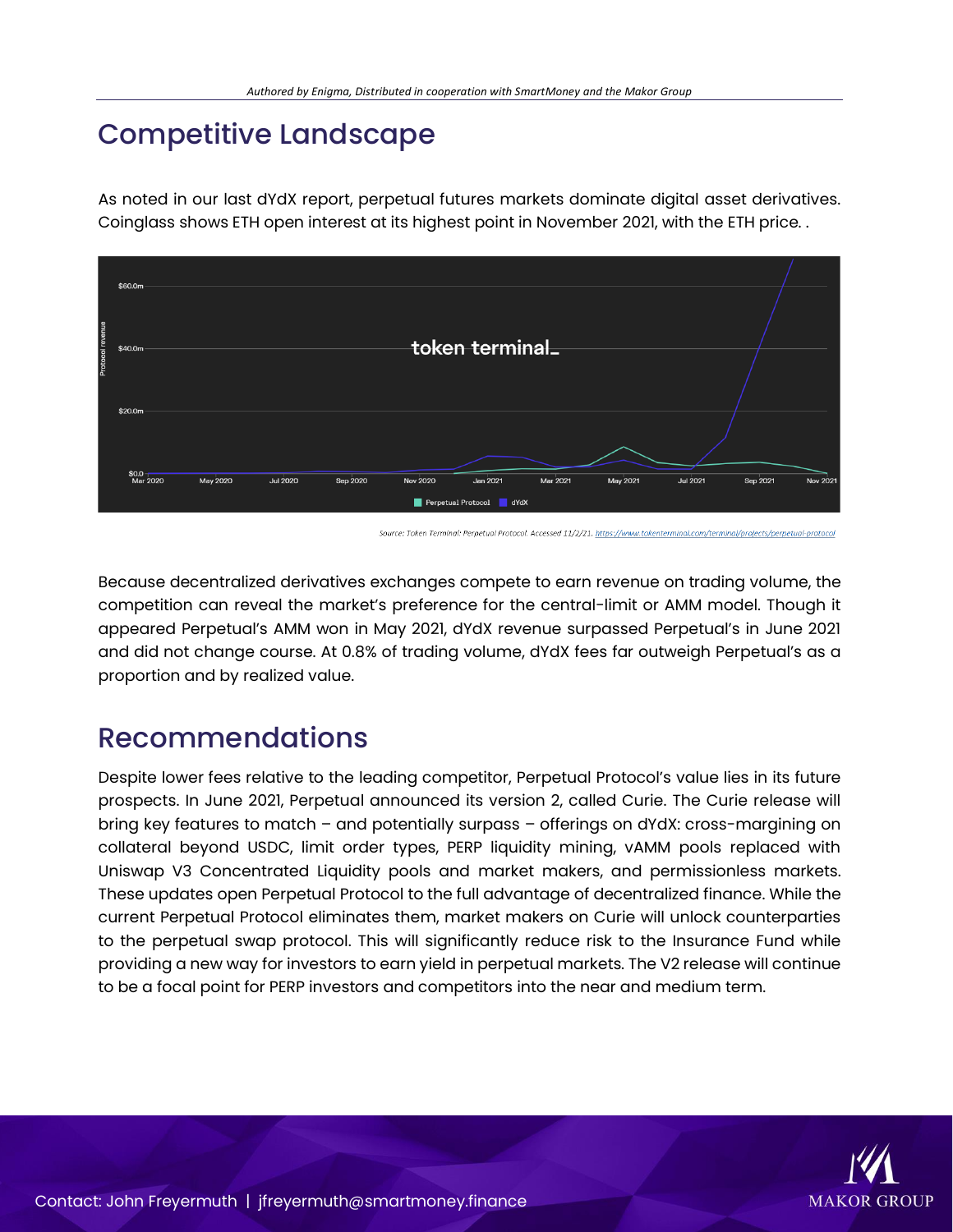## Competitive Landscape

As noted in our last dYdX report, perpetual futures markets dominate digital asset derivatives. Coinglass shows ETH open interest at its highest point in November 2021, with the ETH price. .

Source: Token Terminal: Perpetual Protocol. Accessed 11/2/21. https://www.tokenterminal.com/terminal/projects/perpetual-protocol

Because decentralized derivatives exchanges compete to earn revenue on trading volume, the competition can reveal the market's preference for the central-limit or AMM model. Though it appeared Perpetual's AMM won in May 2021, dYdX revenue surpassed Perpetual's in June 2021 and did not change course. At 0.8% of trading volume, dYdX fees far outweigh Perpetual's as a proportion and by realized value.

## Recommendations

Despite lower fees relative to the leading competitor, Perpetual Protocol's value lies in its future prospects. In June 2021, Perpetual announced its version 2, called Curie. The Curie release will bring key features to match – and potentially surpass – offerings on dYdX: cross-margining on collateral beyond USDC, limit order types, PERP liquidity mining, vAMM pools replaced with Uniswap V3 Concentrated Liquidity pools and market makers, and permissionless markets. These updates open Perpetual Protocol to the full advantage of decentralized finance. While the current Perpetual Protocol eliminates them, market makers on Curie will unlock counterparties to the perpetual swap protocol. This will significantly reduce risk to the Insurance Fund while providing a new way for investors to earn yield in perpetual markets. The V2 release will continue to be a focal point for PERP investors and competitors into the near and medium term.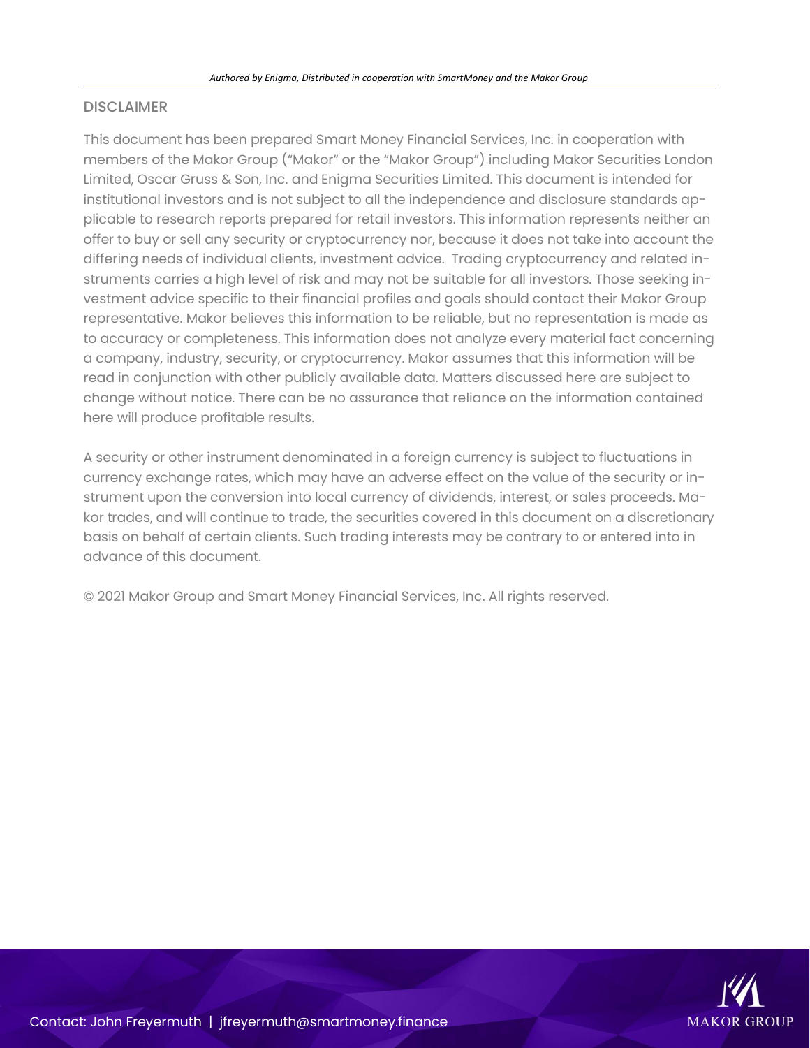## DISCLAIMER

This document has been prepared Smart Money Financial Services, Inc. in cooperation with members of the Makor Group ("Makor" or the "Makor Group") including Makor Securities London Limited, Oscar Gruss & Son, Inc. and Enigma Securities Limited. This document is intended for institutional investors and is not subject to all the independence and disclosure standards applicable to research reports prepared for retail investors. This information represents neither an offer to buy or sell any security or cryptocurrency nor, because it does not take into account the differing needs of individual clients, investment advice. Trading cryptocurrency and related instruments carries a high level of risk and may not be suitable for all investors. Those seeking investment advice specific to their financial profiles and goals should contact their Makor Group representative. Makor believes this information to be reliable, but no representation is made as to accuracy or completeness. This information does not analyze every material fact concerning a company, industry, security, or cryptocurrency. Makor assumes that this information will be read in conjunction with other publicly available data. Matters discussed here are subject to change without notice. There can be no assurance that reliance on the information contained here will produce profitable results.

A security or other instrument denominated in a foreign currency is subject to fluctuations in currency exchange rates, which may have an adverse effect on the value of the security or instrument upon the conversion into local currency of dividends, interest, or sales proceeds. Makor trades, and will continue to trade, the securities covered in this document on a discretionary basis on behalf of certain clients. Such trading interests may be contrary to or entered into in advance of this document.

© 2021 Makor Group and Smart Money Financial Services, Inc. All rights reserved.

Contact: John Freyermuth | jfreyermuth@smartmoney.finance

MAKOR GROUP